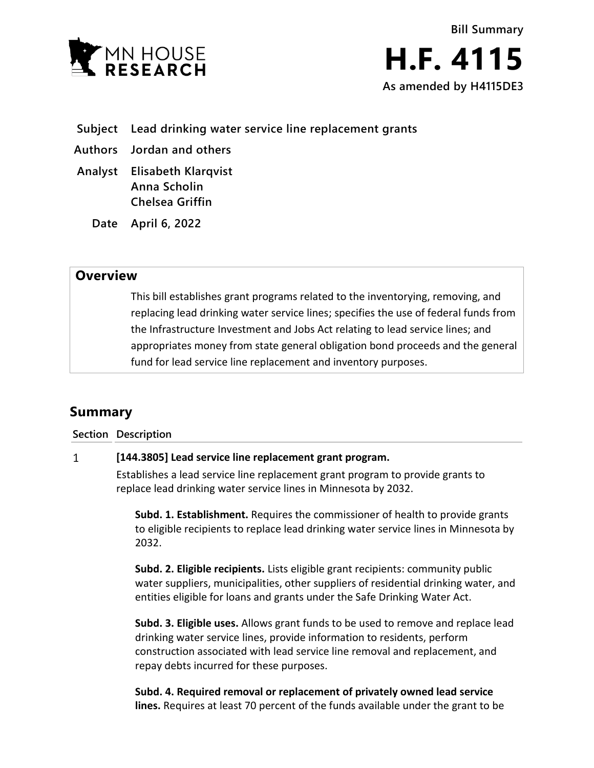Bill Summary

# H.F. 4115

**As amended by H4115DE3**

**Subject** Lead drinking water service line replacement grants

**Authors** Jordan and others

**Analyst** Elisabeth Klarqvist
Anna Scholin
Chelsea Griffin

**Date** April 6, 2022

## Overview

This bill establishes grant programs related to the inventorying, removing, and replacing lead drinking water service lines; specifies the use of federal funds from the Infrastructure Investment and Jobs Act relating to lead service lines; and appropriates money from state general obligation bond proceeds and the general fund for lead service line replacement and inventory purposes.

## Summary

| Section | Description |
|---|---|
| 1 | **[144.3805] Lead service line replacement grant program.** |

Establishes a lead service line replacement grant program to provide grants to replace lead drinking water service lines in Minnesota by 2032.

**Subd. 1. Establishment.** Requires the commissioner of health to provide grants to eligible recipients to replace lead drinking water service lines in Minnesota by 2032.

**Subd. 2. Eligible recipients.** Lists eligible grant recipients: community public water suppliers, municipalities, other suppliers of residential drinking water, and entities eligible for loans and grants under the Safe Drinking Water Act.

**Subd. 3. Eligible uses.** Allows grant funds to be used to remove and replace lead drinking water service lines, provide information to residents, perform construction associated with lead service line removal and replacement, and repay debts incurred for these purposes.

**Subd. 4. Required removal or replacement of privately owned lead service lines.** Requires at least 70 percent of the funds available under the grant to be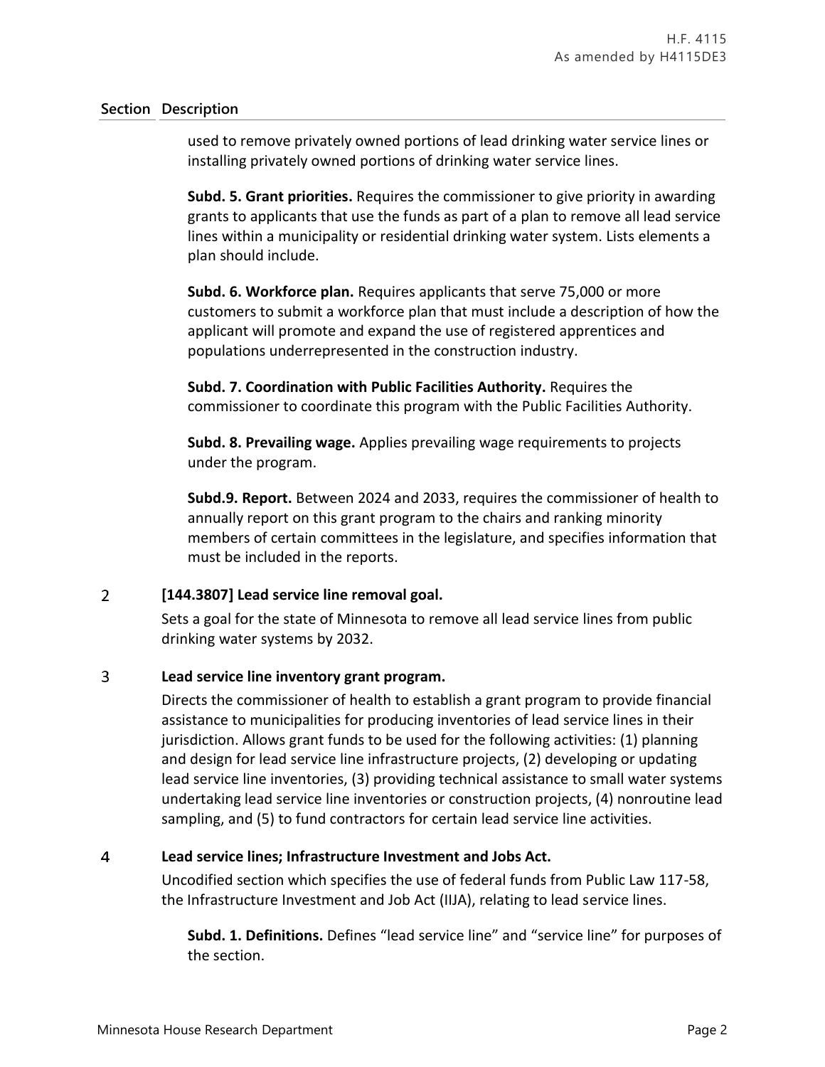| Section | Description |
|---|---|
| | used to remove privately owned portions of lead drinking water service lines or installing privately owned portions of drinking water service lines. |
| | **Subd. 5. Grant priorities.** Requires the commissioner to give priority in awarding grants to applicants that use the funds as part of a plan to remove all lead service lines within a municipality or residential drinking water system. Lists elements a plan should include. |
| | **Subd. 6. Workforce plan.** Requires applicants that serve 75,000 or more customers to submit a workforce plan that must include a description of how the applicant will promote and expand the use of registered apprentices and populations underrepresented in the construction industry. |
| | **Subd. 7. Coordination with Public Facilities Authority.** Requires the commissioner to coordinate this program with the Public Facilities Authority. |
| | **Subd. 8. Prevailing wage.** Applies prevailing wage requirements to projects under the program. |
| | **Subd.9. Report.** Between 2024 and 2033, requires the commissioner of health to annually report on this grant program to the chairs and ranking minority members of certain committees in the legislature, and specifies information that must be included in the reports. |
| 2 | **[144.3807] Lead service line removal goal.** |
| | Sets a goal for the state of Minnesota to remove all lead service lines from public drinking water systems by 2032. |
| 3 | **Lead service line inventory grant program.** |
| | Directs the commissioner of health to establish a grant program to provide financial assistance to municipalities for producing inventories of lead service lines in their jurisdiction. Allows grant funds to be used for the following activities: (1) planning and design for lead service line infrastructure projects, (2) developing or updating lead service line inventories, (3) providing technical assistance to small water systems undertaking lead service line inventories or construction projects, (4) nonroutine lead sampling, and (5) to fund contractors for certain lead service line activities. |
| 4 | **Lead service lines; Infrastructure Investment and Jobs Act.** |
| | Uncodified section which specifies the use of federal funds from Public Law 117-58, the Infrastructure Investment and Job Act (IIJA), relating to lead service lines. |
| | **Subd. 1. Definitions.** Defines "lead service line" and "service line" for purposes of the section. |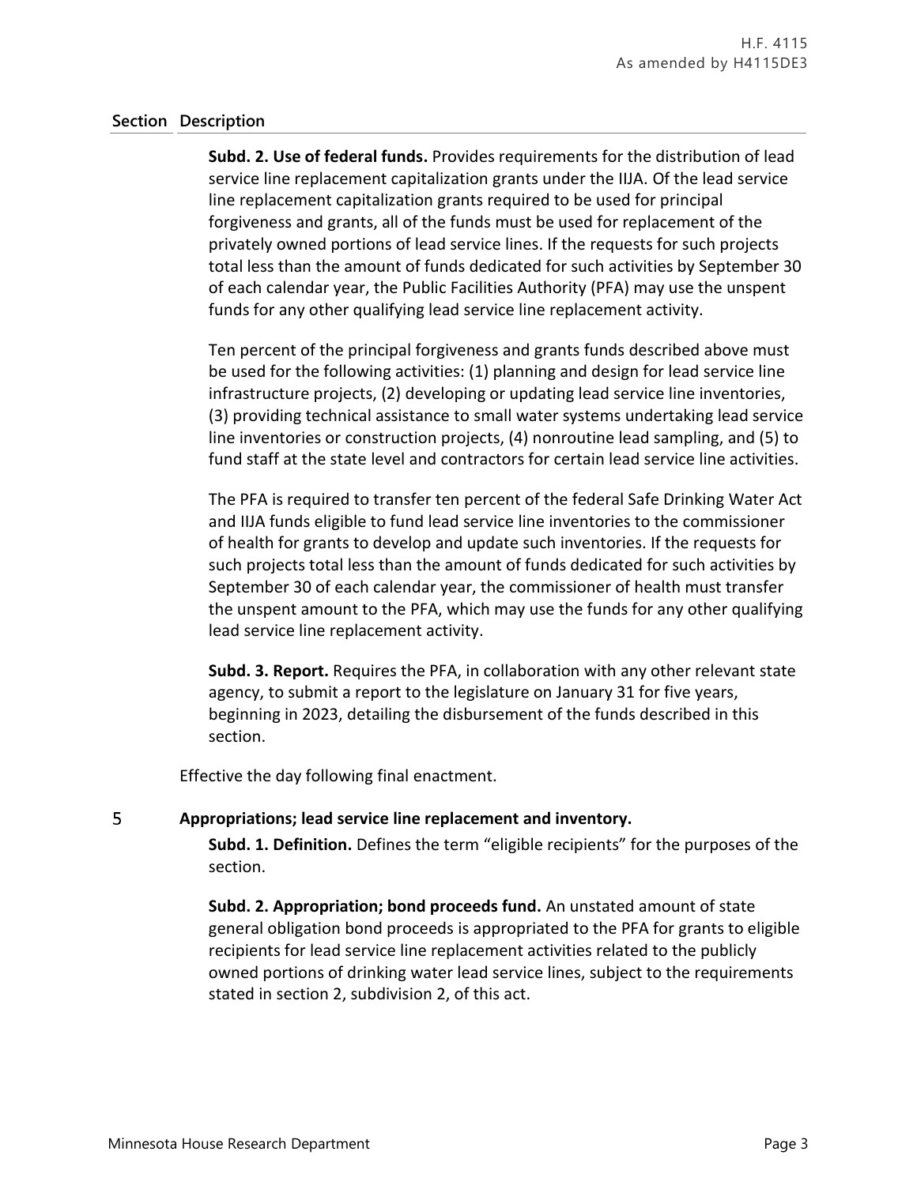| Section | Description |
|---|---|

**Subd. 2. Use of federal funds.** Provides requirements for the distribution of lead service line replacement capitalization grants under the IIJA. Of the lead service line replacement capitalization grants required to be used for principal forgiveness and grants, all of the funds must be used for replacement of the privately owned portions of lead service lines. If the requests for such projects total less than the amount of funds dedicated for such activities by September 30 of each calendar year, the Public Facilities Authority (PFA) may use the unspent funds for any other qualifying lead service line replacement activity.

Ten percent of the principal forgiveness and grants funds described above must be used for the following activities: (1) planning and design for lead service line infrastructure projects, (2) developing or updating lead service line inventories, (3) providing technical assistance to small water systems undertaking lead service line inventories or construction projects, (4) nonroutine lead sampling, and (5) to fund staff at the state level and contractors for certain lead service line activities.

The PFA is required to transfer ten percent of the federal Safe Drinking Water Act and IIJA funds eligible to fund lead service line inventories to the commissioner of health for grants to develop and update such inventories. If the requests for such projects total less than the amount of funds dedicated for such activities by September 30 of each calendar year, the commissioner of health must transfer the unspent amount to the PFA, which may use the funds for any other qualifying lead service line replacement activity.

**Subd. 3. Report.** Requires the PFA, in collaboration with any other relevant state agency, to submit a report to the legislature on January 31 for five years, beginning in 2023, detailing the disbursement of the funds described in this section.

Effective the day following final enactment.

**5 Appropriations; lead service line replacement and inventory.**

**Subd. 1. Definition.** Defines the term "eligible recipients" for the purposes of the section.

**Subd. 2. Appropriation; bond proceeds fund.** An unstated amount of state general obligation bond proceeds is appropriated to the PFA for grants to eligible recipients for lead service line replacement activities related to the publicly owned portions of drinking water lead service lines, subject to the requirements stated in section 2, subdivision 2, of this act.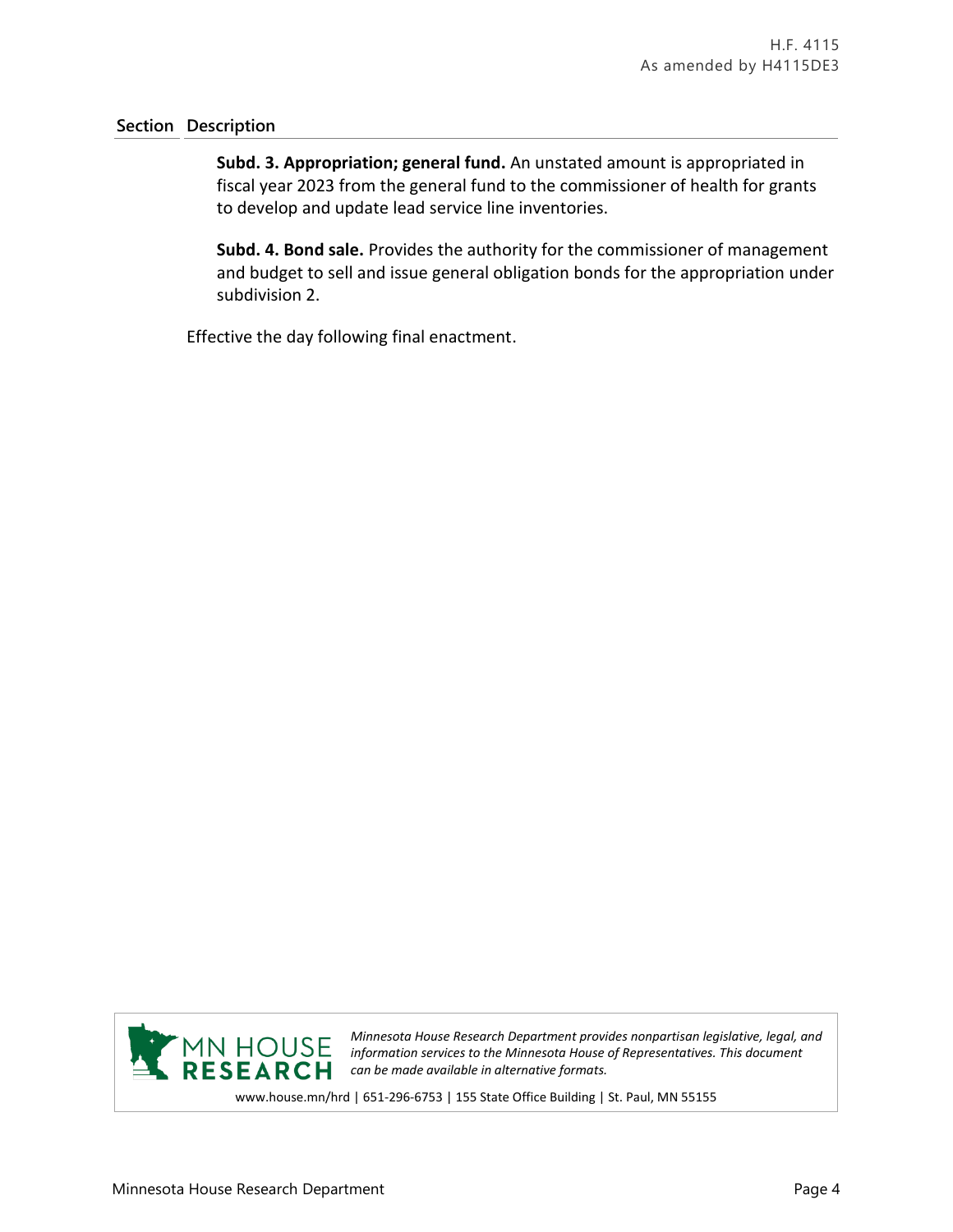| Section | Description |
|---|---|
| | **Subd. 3. Appropriation; general fund.** An unstated amount is appropriated in fiscal year 2023 from the general fund to the commissioner of health for grants to develop and update lead service line inventories. |
| | **Subd. 4. Bond sale.** Provides the authority for the commissioner of management and budget to sell and issue general obligation bonds for the appropriation under subdivision 2. |
| | Effective the day following final enactment. |

*Minnesota House Research Department provides nonpartisan legislative, legal, and information services to the Minnesota House of Representatives. This document can be made available in alternative formats.*

www.house.mn/hrd | 651-296-6753 | 155 State Office Building | St. Paul, MN 55155